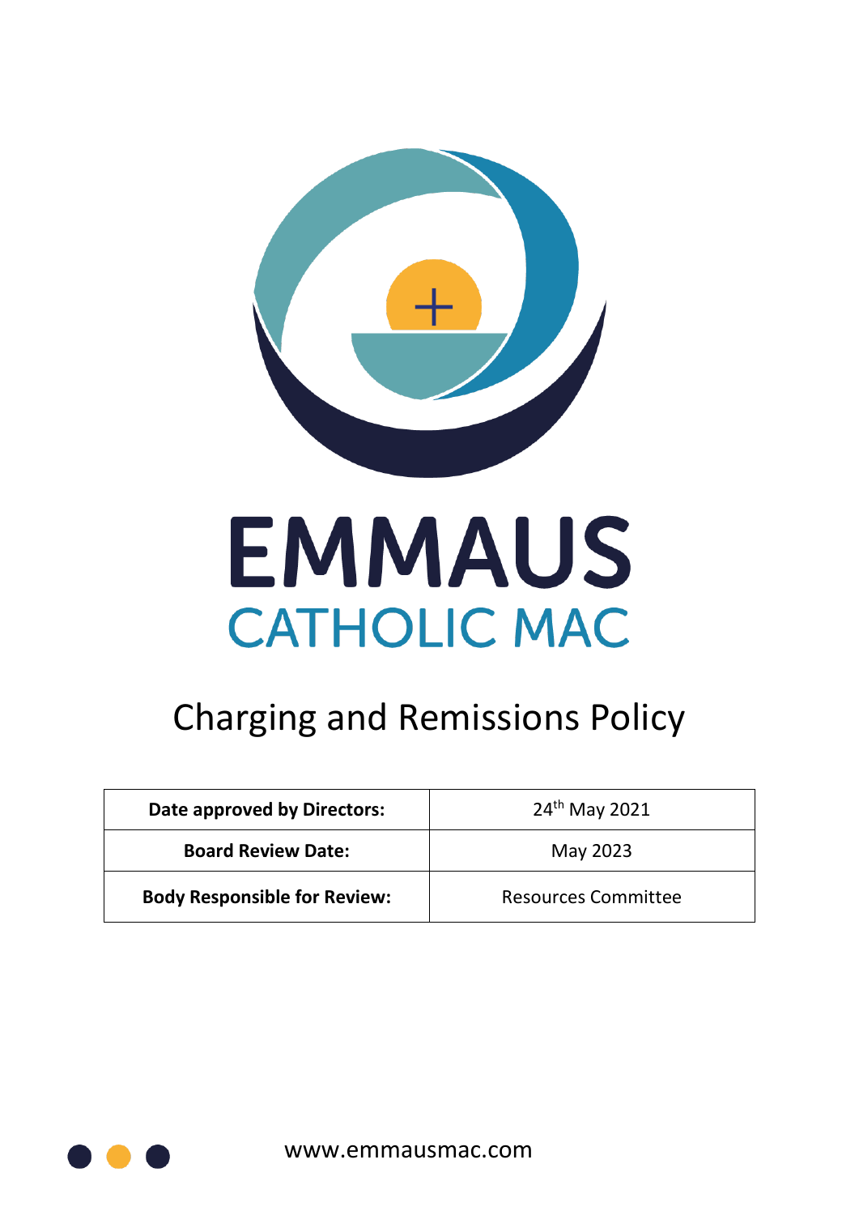EMMAUS

CATHOLIC MAC

# Charging and Remissions Policy

| Date approved by Directors: | 24th May 2021 |
|---|---|
| **Board Review Date:** | May 2023 |
| **Body Responsible for Review:** | Resources Committee |

www.emmausmac.com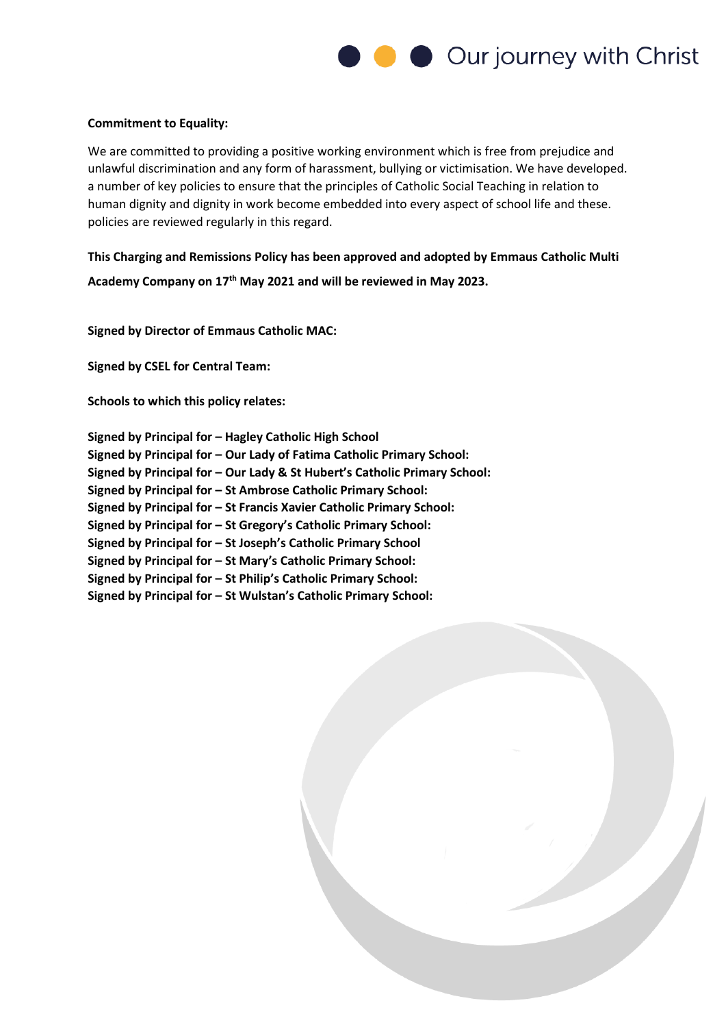**Commitment to Equality:**

We are committed to providing a positive working environment which is free from prejudice and unlawful discrimination and any form of harassment, bullying or victimisation. We have developed. a number of key policies to ensure that the principles of Catholic Social Teaching in relation to human dignity and dignity in work become embedded into every aspect of school life and these. policies are reviewed regularly in this regard.

**This Charging and Remissions Policy has been approved and adopted by Emmaus Catholic Multi Academy Company on 17th May 2021 and will be reviewed in May 2023.**

**Signed by Director of Emmaus Catholic MAC:**

**Signed by CSEL for Central Team:**

**Schools to which this policy relates:**

**Signed by Principal for – Hagley Catholic High School**
**Signed by Principal for – Our Lady of Fatima Catholic Primary School:**
**Signed by Principal for – Our Lady & St Hubert's Catholic Primary School:**
**Signed by Principal for – St Ambrose Catholic Primary School:**
**Signed by Principal for – St Francis Xavier Catholic Primary School:**
**Signed by Principal for – St Gregory's Catholic Primary School:**
**Signed by Principal for – St Joseph's Catholic Primary School**
**Signed by Principal for – St Mary's Catholic Primary School:**
**Signed by Principal for – St Philip's Catholic Primary School:**
**Signed by Principal for – St Wulstan's Catholic Primary School:**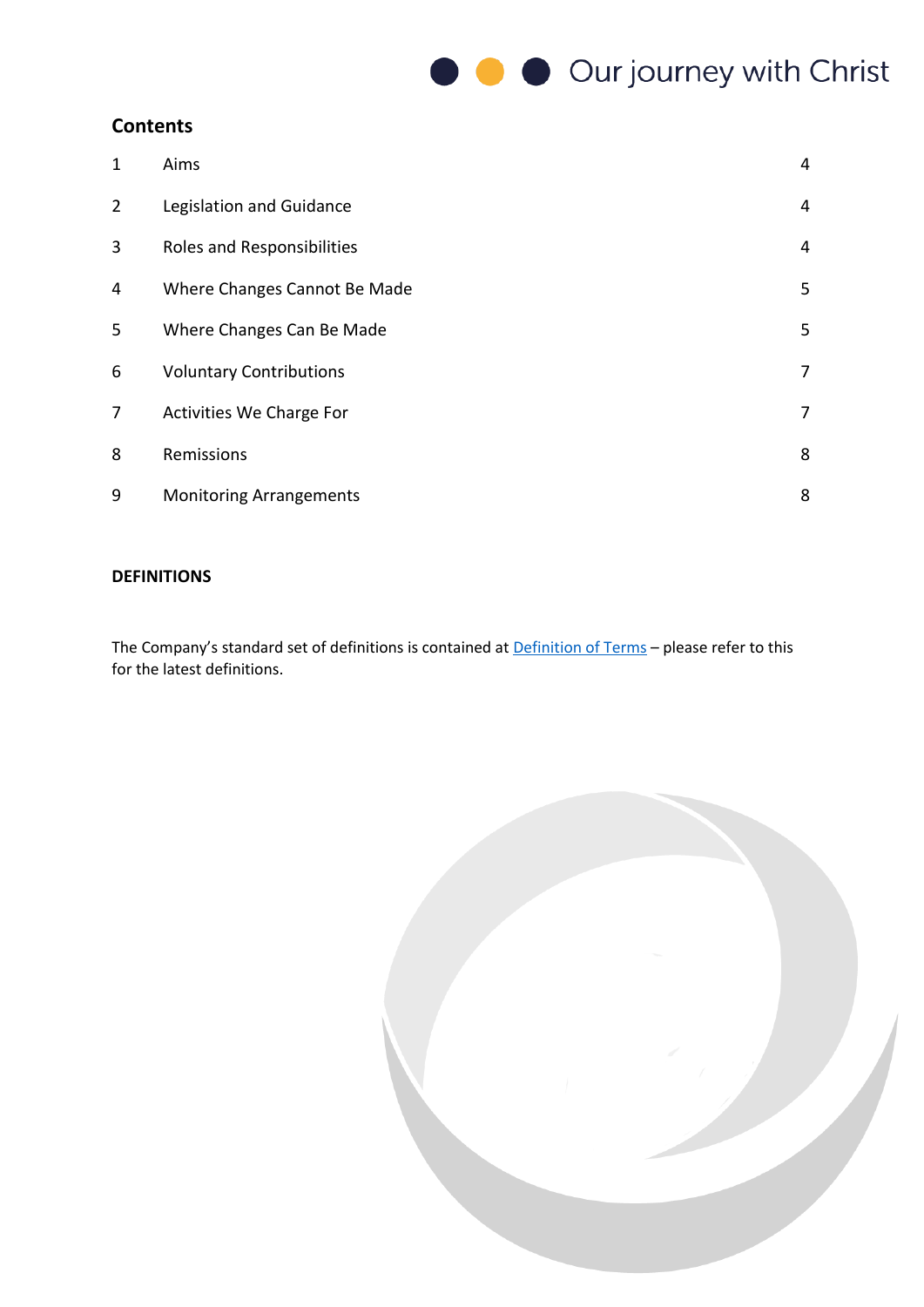## Contents

| | | |
|---|---|---|
| 1 | Aims | 4 |
| 2 | Legislation and Guidance | 4 |
| 3 | Roles and Responsibilities | 4 |
| 4 | Where Changes Cannot Be Made | 5 |
| 5 | Where Changes Can Be Made | 5 |
| 6 | Voluntary Contributions | 7 |
| 7 | Activities We Charge For | 7 |
| 8 | Remissions | 8 |
| 9 | Monitoring Arrangements | 8 |

**DEFINITIONS**

The Company's standard set of definitions is contained at [Definition of Terms]() – please refer to this for the latest definitions.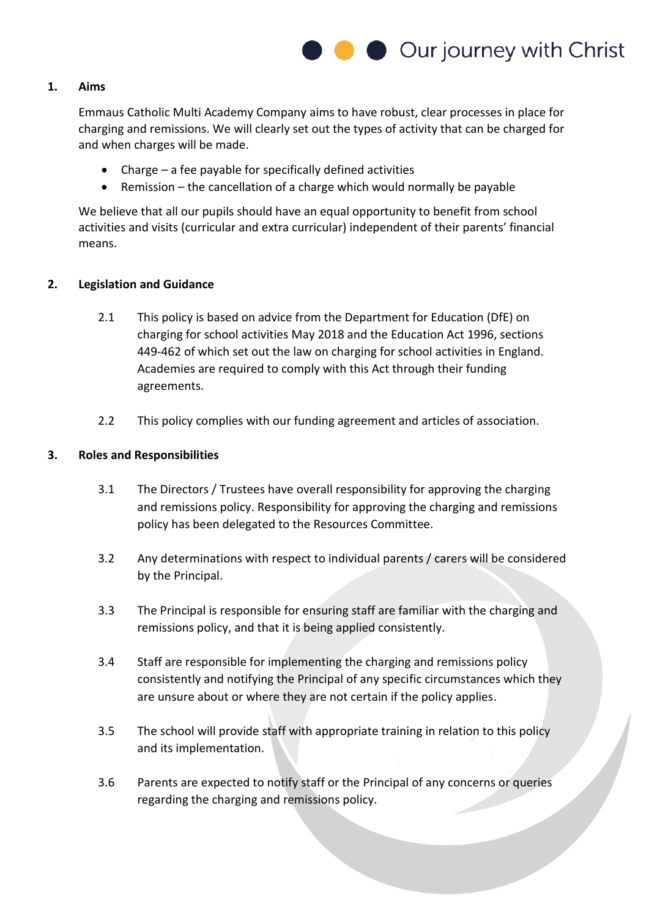## 1. Aims

Emmaus Catholic Multi Academy Company aims to have robust, clear processes in place for charging and remissions. We will clearly set out the types of activity that can be charged for and when charges will be made.

- Charge – a fee payable for specifically defined activities
- Remission – the cancellation of a charge which would normally be payable

We believe that all our pupils should have an equal opportunity to benefit from school activities and visits (curricular and extra curricular) independent of their parents' financial means.

## 2. Legislation and Guidance

2.1 This policy is based on advice from the Department for Education (DfE) on charging for school activities May 2018 and the Education Act 1996, sections 449-462 of which set out the law on charging for school activities in England. Academies are required to comply with this Act through their funding agreements.

2.2 This policy complies with our funding agreement and articles of association.

## 3. Roles and Responsibilities

3.1 The Directors / Trustees have overall responsibility for approving the charging and remissions policy. Responsibility for approving the charging and remissions policy has been delegated to the Resources Committee.

3.2 Any determinations with respect to individual parents / carers will be considered by the Principal.

3.3 The Principal is responsible for ensuring staff are familiar with the charging and remissions policy, and that it is being applied consistently.

3.4 Staff are responsible for implementing the charging and remissions policy consistently and notifying the Principal of any specific circumstances which they are unsure about or where they are not certain if the policy applies.

3.5 The school will provide staff with appropriate training in relation to this policy and its implementation.

3.6 Parents are expected to notify staff or the Principal of any concerns or queries regarding the charging and remissions policy.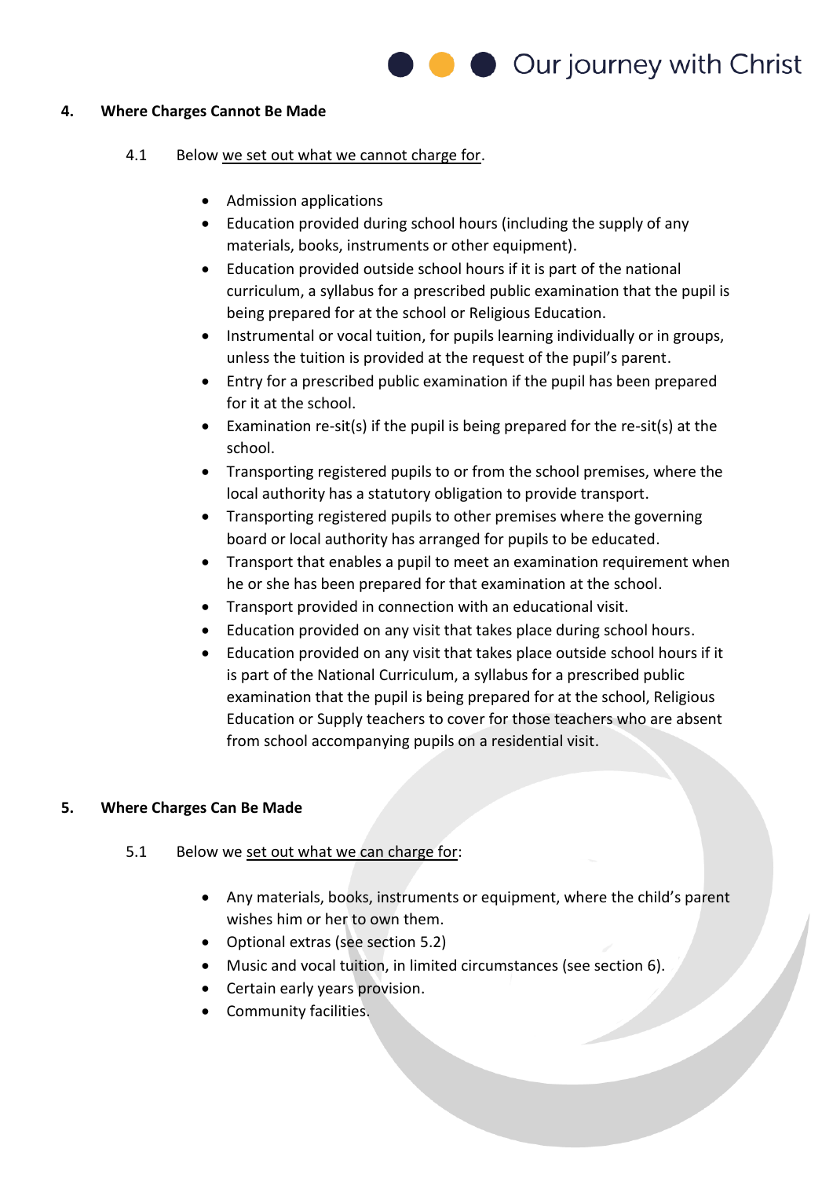## 4. Where Charges Cannot Be Made

4.1 Below <u>we set out what we cannot charge for</u>.

- Admission applications
- Education provided during school hours (including the supply of any materials, books, instruments or other equipment).
- Education provided outside school hours if it is part of the national curriculum, a syllabus for a prescribed public examination that the pupil is being prepared for at the school or Religious Education.
- Instrumental or vocal tuition, for pupils learning individually or in groups, unless the tuition is provided at the request of the pupil's parent.
- Entry for a prescribed public examination if the pupil has been prepared for it at the school.
- Examination re-sit(s) if the pupil is being prepared for the re-sit(s) at the school.
- Transporting registered pupils to or from the school premises, where the local authority has a statutory obligation to provide transport.
- Transporting registered pupils to other premises where the governing board or local authority has arranged for pupils to be educated.
- Transport that enables a pupil to meet an examination requirement when he or she has been prepared for that examination at the school.
- Transport provided in connection with an educational visit.
- Education provided on any visit that takes place during school hours.
- Education provided on any visit that takes place outside school hours if it is part of the National Curriculum, a syllabus for a prescribed public examination that the pupil is being prepared for at the school, Religious Education or Supply teachers to cover for those teachers who are absent from school accompanying pupils on a residential visit.

## 5. Where Charges Can Be Made

5.1 Below we <u>set out what we can charge for</u>:

- Any materials, books, instruments or equipment, where the child's parent wishes him or her to own them.
- Optional extras (see section 5.2)
- Music and vocal tuition, in limited circumstances (see section 6).
- Certain early years provision.
- Community facilities.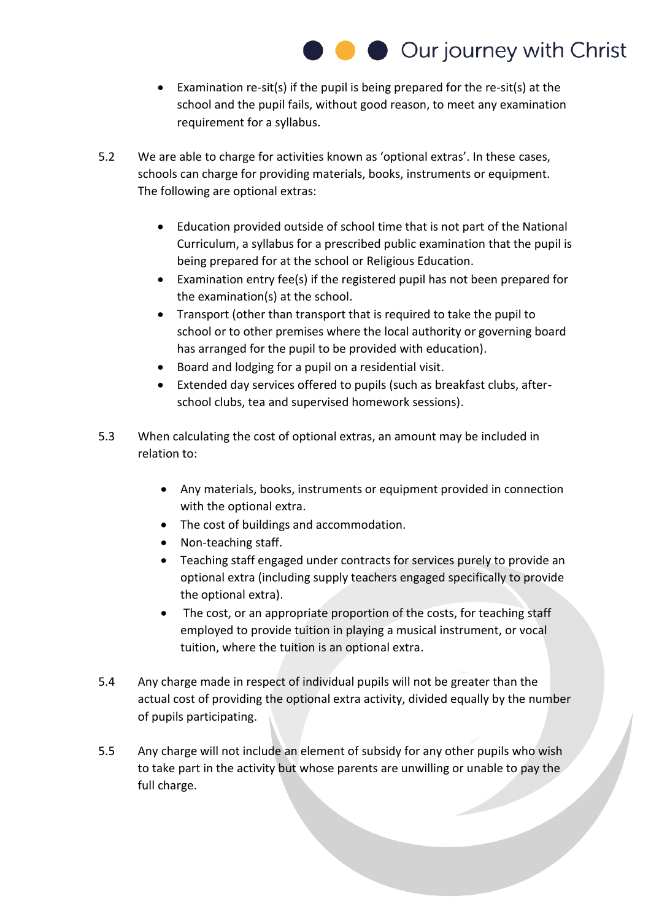- Examination re-sit(s) if the pupil is being prepared for the re-sit(s) at the school and the pupil fails, without good reason, to meet any examination requirement for a syllabus.

5.2 We are able to charge for activities known as 'optional extras'. In these cases, schools can charge for providing materials, books, instruments or equipment. The following are optional extras:

- Education provided outside of school time that is not part of the National Curriculum, a syllabus for a prescribed public examination that the pupil is being prepared for at the school or Religious Education.
- Examination entry fee(s) if the registered pupil has not been prepared for the examination(s) at the school.
- Transport (other than transport that is required to take the pupil to school or to other premises where the local authority or governing board has arranged for the pupil to be provided with education).
- Board and lodging for a pupil on a residential visit.
- Extended day services offered to pupils (such as breakfast clubs, after-school clubs, tea and supervised homework sessions).

5.3 When calculating the cost of optional extras, an amount may be included in relation to:

- Any materials, books, instruments or equipment provided in connection with the optional extra.
- The cost of buildings and accommodation.
- Non-teaching staff.
- Teaching staff engaged under contracts for services purely to provide an optional extra (including supply teachers engaged specifically to provide the optional extra).
- The cost, or an appropriate proportion of the costs, for teaching staff employed to provide tuition in playing a musical instrument, or vocal tuition, where the tuition is an optional extra.

5.4 Any charge made in respect of individual pupils will not be greater than the actual cost of providing the optional extra activity, divided equally by the number of pupils participating.

5.5 Any charge will not include an element of subsidy for any other pupils who wish to take part in the activity but whose parents are unwilling or unable to pay the full charge.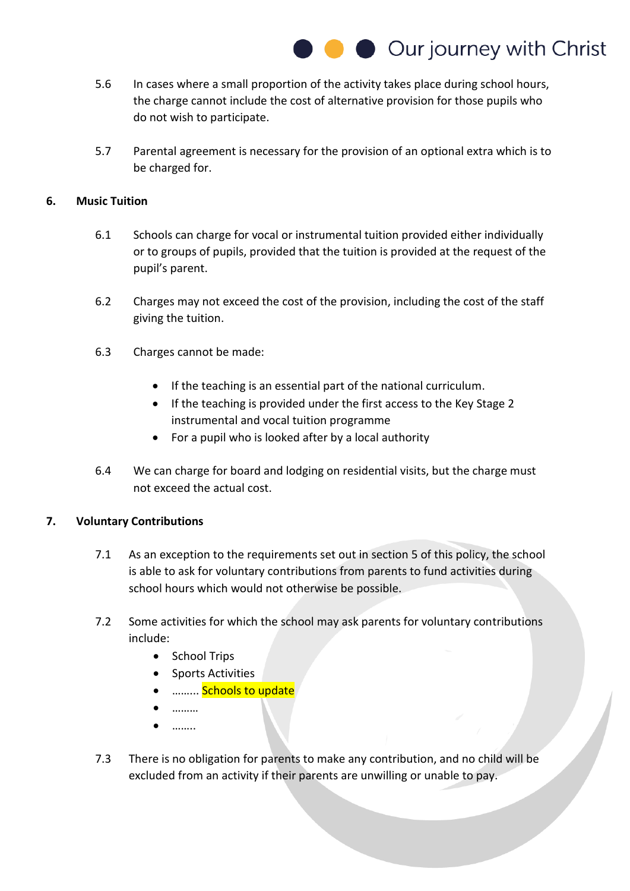5.6 In cases where a small proportion of the activity takes place during school hours, the charge cannot include the cost of alternative provision for those pupils who do not wish to participate.

5.7 Parental agreement is necessary for the provision of an optional extra which is to be charged for.

## 6. Music Tuition

6.1 Schools can charge for vocal or instrumental tuition provided either individually or to groups of pupils, provided that the tuition is provided at the request of the pupil's parent.

6.2 Charges may not exceed the cost of the provision, including the cost of the staff giving the tuition.

6.3 Charges cannot be made:

- If the teaching is an essential part of the national curriculum.
- If the teaching is provided under the first access to the Key Stage 2 instrumental and vocal tuition programme
- For a pupil who is looked after by a local authority

6.4 We can charge for board and lodging on residential visits, but the charge must not exceed the actual cost.

## 7. Voluntary Contributions

7.1 As an exception to the requirements set out in section 5 of this policy, the school is able to ask for voluntary contributions from parents to fund activities during school hours which would not otherwise be possible.

7.2 Some activities for which the school may ask parents for voluntary contributions include:

- School Trips
- Sports Activities
- ……… Schools to update
- ………
- ……..

7.3 There is no obligation for parents to make any contribution, and no child will be excluded from an activity if their parents are unwilling or unable to pay.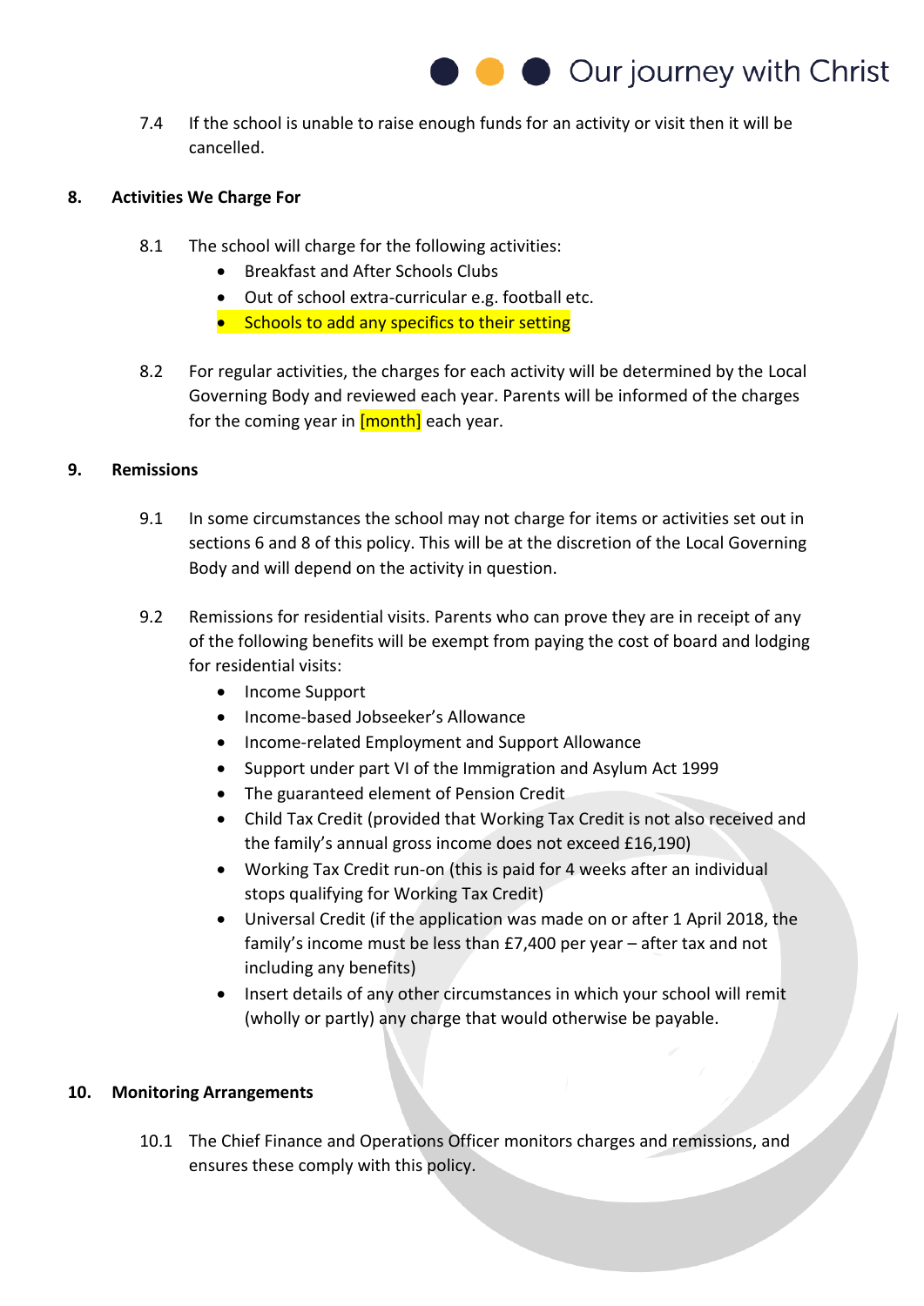7.4 If the school is unable to raise enough funds for an activity or visit then it will be cancelled.

## 8. Activities We Charge For

8.1 The school will charge for the following activities:

- Breakfast and After Schools Clubs
- Out of school extra-curricular e.g. football etc.
- Schools to add any specifics to their setting

8.2 For regular activities, the charges for each activity will be determined by the Local Governing Body and reviewed each year. Parents will be informed of the charges for the coming year in [month] each year.

## 9. Remissions

9.1 In some circumstances the school may not charge for items or activities set out in sections 6 and 8 of this policy. This will be at the discretion of the Local Governing Body and will depend on the activity in question.

9.2 Remissions for residential visits. Parents who can prove they are in receipt of any of the following benefits will be exempt from paying the cost of board and lodging for residential visits:

- Income Support
- Income-based Jobseeker's Allowance
- Income-related Employment and Support Allowance
- Support under part VI of the Immigration and Asylum Act 1999
- The guaranteed element of Pension Credit
- Child Tax Credit (provided that Working Tax Credit is not also received and the family's annual gross income does not exceed £16,190)
- Working Tax Credit run-on (this is paid for 4 weeks after an individual stops qualifying for Working Tax Credit)
- Universal Credit (if the application was made on or after 1 April 2018, the family's income must be less than £7,400 per year – after tax and not including any benefits)
- Insert details of any other circumstances in which your school will remit (wholly or partly) any charge that would otherwise be payable.

## 10. Monitoring Arrangements

10.1 The Chief Finance and Operations Officer monitors charges and remissions, and ensures these comply with this policy.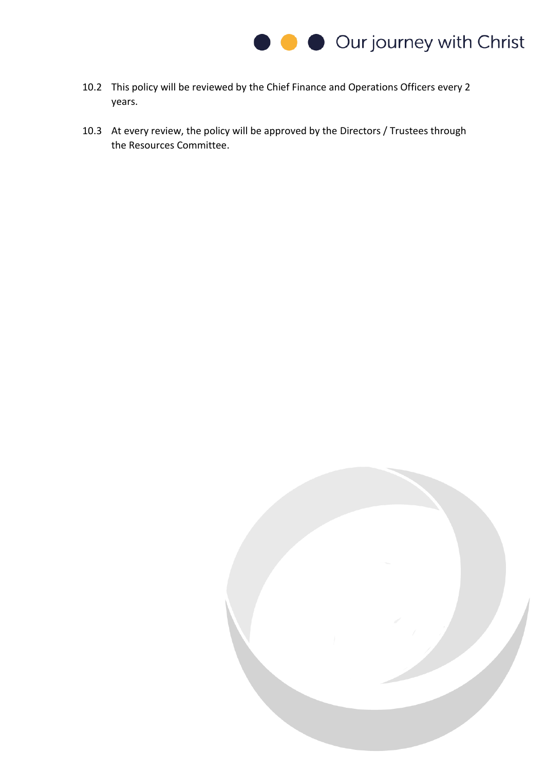10.2 This policy will be reviewed by the Chief Finance and Operations Officers every 2 years.

10.3 At every review, the policy will be approved by the Directors / Trustees through the Resources Committee.